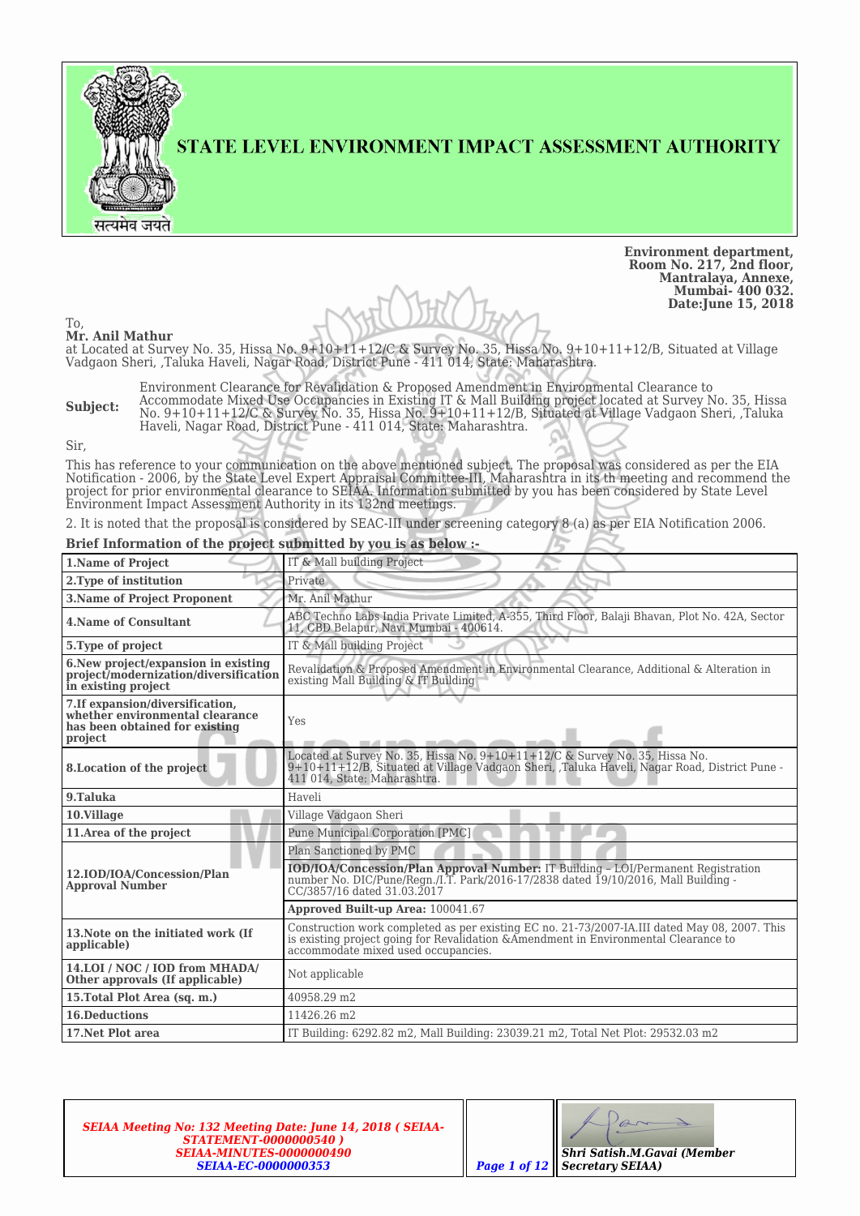# STATE LEVEL ENVIRONMENT IMPACT ASSESSMENT AUTHORITY

**Environment department,**
**Room No. 217, 2nd floor,**
**Mantralaya, Annexe,**
**Mumbai- 400 032.**
**Date:June 15, 2018**

To,
**Mr. Anil Mathur**
at Located at Survey No. 35, Hissa No. 9+10+11+12/C & Survey No. 35, Hissa No. 9+10+11+12/B, Situated at Village Vadgaon Sheri, ,Taluka Haveli, Nagar Road, District Pune - 411 014, State: Maharashtra.

**Subject:** Environment Clearance for Revalidation & Proposed Amendment in Environmental Clearance to Accommodate Mixed Use Occupancies in Existing IT & Mall Building project located at Survey No. 35, Hissa No. 9+10+11+12/C & Survey No. 35, Hissa No. 9+10+11+12/B, Situated at Village Vadgaon Sheri, ,Taluka Haveli, Nagar Road, District Pune - 411 014, State: Maharashtra.

Sir,

This has reference to your communication on the above mentioned subject. The proposal was considered as per the EIA Notification - 2006, by the State Level Expert Appraisal Committee-III, Maharashtra in its th meeting and recommend the project for prior environmental clearance to SEIAA. Information submitted by you has been considered by State Level Environment Impact Assessment Authority in its 132nd meetings.

2. It is noted that the proposal is considered by SEAC-III under screening category 8 (a) as per EIA Notification 2006.

**Brief Information of the project submitted by you is as below :-**

| | |
|---|---|
| **1.Name of Project** | IT & Mall building Project |
| **2.Type of institution** | Private |
| **3.Name of Project Proponent** | Mr. Anil Mathur |
| **4.Name of Consultant** | ABC Techno Labs India Private Limited, A-355, Third Floor, Balaji Bhavan, Plot No. 42A, Sector 11, CBD Belapur, Navi Mumbai - 400614. |
| **5.Type of project** | IT & Mall building Project |
| **6.New project/expansion in existing project/modernization/diversification in existing project** | Revalidation & Proposed Amendment in Environmental Clearance, Additional & Alteration in existing Mall Building & IT Building |
| **7.If expansion/diversification, whether environmental clearance has been obtained for existing project** | Yes |
| **8.Location of the project** | Located at Survey No. 35, Hissa No. 9+10+11+12/C & Survey No. 35, Hissa No. 9+10+11+12/B, Situated at Village Vadgaon Sheri, ,Taluka Haveli, Nagar Road, District Pune - 411 014, State: Maharashtra. |
| **9.Taluka** | Haveli |
| **10.Village** | Village Vadgaon Sheri |
| **11.Area of the project** | Pune Municipal Corporation [PMC] |
| **12.IOD/IOA/Concession/Plan Approval Number** | Plan Sanctioned by PMC |
| | **IOD/IOA/Concession/Plan Approval Number:** IT Building – LOI/Permanent Registration number No. DIC/Pune/Regn./I.T. Park/2016-17/2838 dated 19/10/2016, Mall Building - CC/3857/16 dated 31.03.2017 |
| | **Approved Built-up Area:** 100041.67 |
| **13.Note on the initiated work (If applicable)** | Construction work completed as per existing EC no. 21-73/2007-IA.III dated May 08, 2007. This is existing project going for Revalidation &Amendment in Environmental Clearance to accommodate mixed used occupancies. |
| **14.LOI / NOC / IOD from MHADA/ Other approvals (If applicable)** | Not applicable |
| **15.Total Plot Area (sq. m.)** | 40958.29 m2 |
| **16.Deductions** | 11426.26 m2 |
| **17.Net Plot area** | IT Building: 6292.82 m2, Mall Building: 23039.21 m2, Total Net Plot: 29532.03 m2 |

*SEIAA Meeting No: 132 Meeting Date: June 14, 2018 ( SEIAA-STATEMENT-0000000540 )*
*SEIAA-MINUTES-0000000490*
*SEIAA-EC-0000000353*

*Shri Satish.M.Gavai (Member Secretary SEIAA)*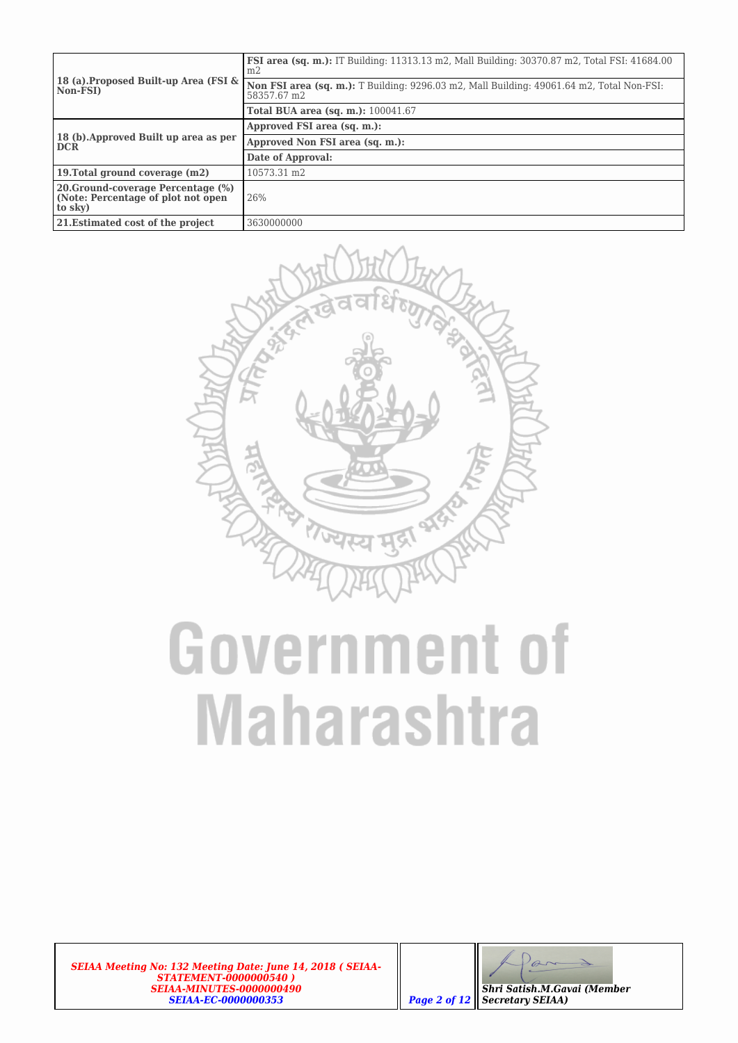| | |
|---|---|
| **18 (a).Proposed Built-up Area (FSI & Non-FSI)** | **FSI area (sq. m.):** IT Building: 11313.13 m2, Mall Building: 30370.87 m2, Total FSI: 41684.00 m2 |
| | **Non FSI area (sq. m.):** T Building: 9296.03 m2, Mall Building: 49061.64 m2, Total Non-FSI: 58357.67 m2 |
| | **Total BUA area (sq. m.):** 100041.67 |
| **18 (b).Approved Built up area as per DCR** | **Approved FSI area (sq. m.):** |
| | **Approved Non FSI area (sq. m.):** |
| | **Date of Approval:** |
| **19.Total ground coverage (m2)** | 10573.31 m2 |
| **20.Ground-coverage Percentage (%) (Note: Percentage of plot not open to sky)** | 26% |
| **21.Estimated cost of the project** | 3630000000 |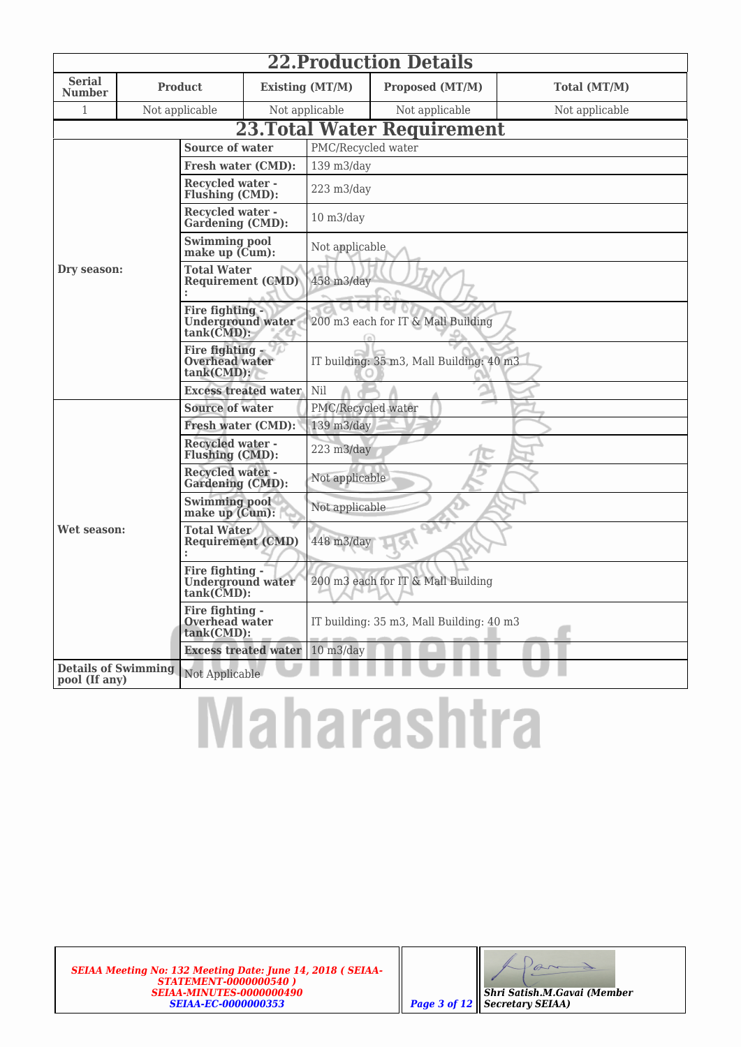## 22.Production Details

| Serial Number | Product | Existing (MT/M) | Proposed (MT/M) | Total (MT/M) |
|---|---|---|---|---|
| 1 | Not applicable | Not applicable | Not applicable | Not applicable |

## 23.Total Water Requirement

| | | |
|---|---|---|
| Dry season: | Source of water | PMC/Recycled water |
| | Fresh water (CMD): | 139 m3/day |
| | Recycled water - Flushing (CMD): | 223 m3/day |
| | Recycled water - Gardening (CMD): | 10 m3/day |
| | Swimming pool make up (Cum): | Not applicable |
| | Total Water Requirement (CMD) : | 458 m3/day |
| | Fire fighting - Underground water tank(CMD): | 200 m3 each for IT & Mall Building |
| | Fire fighting - Overhead water tank(CMD): | IT building: 35 m3, Mall Building: 40 m3 |
| | Excess treated water | Nil |
| Wet season: | Source of water | PMC/Recycled water |
| | Fresh water (CMD): | 139 m3/day |
| | Recycled water - Flushing (CMD): | 223 m3/day |
| | Recycled water - Gardening (CMD): | Not applicable |
| | Swimming pool make up (Cum): | Not applicable |
| | Total Water Requirement (CMD) : | 448 m3/day |
| | Fire fighting - Underground water tank(CMD): | 200 m3 each for IT & Mall Building |
| | Fire fighting - Overhead water tank(CMD): | IT building: 35 m3, Mall Building: 40 m3 |
| | Excess treated water | 10 m3/day |
| Details of Swimming pool (If any) | Not Applicable | |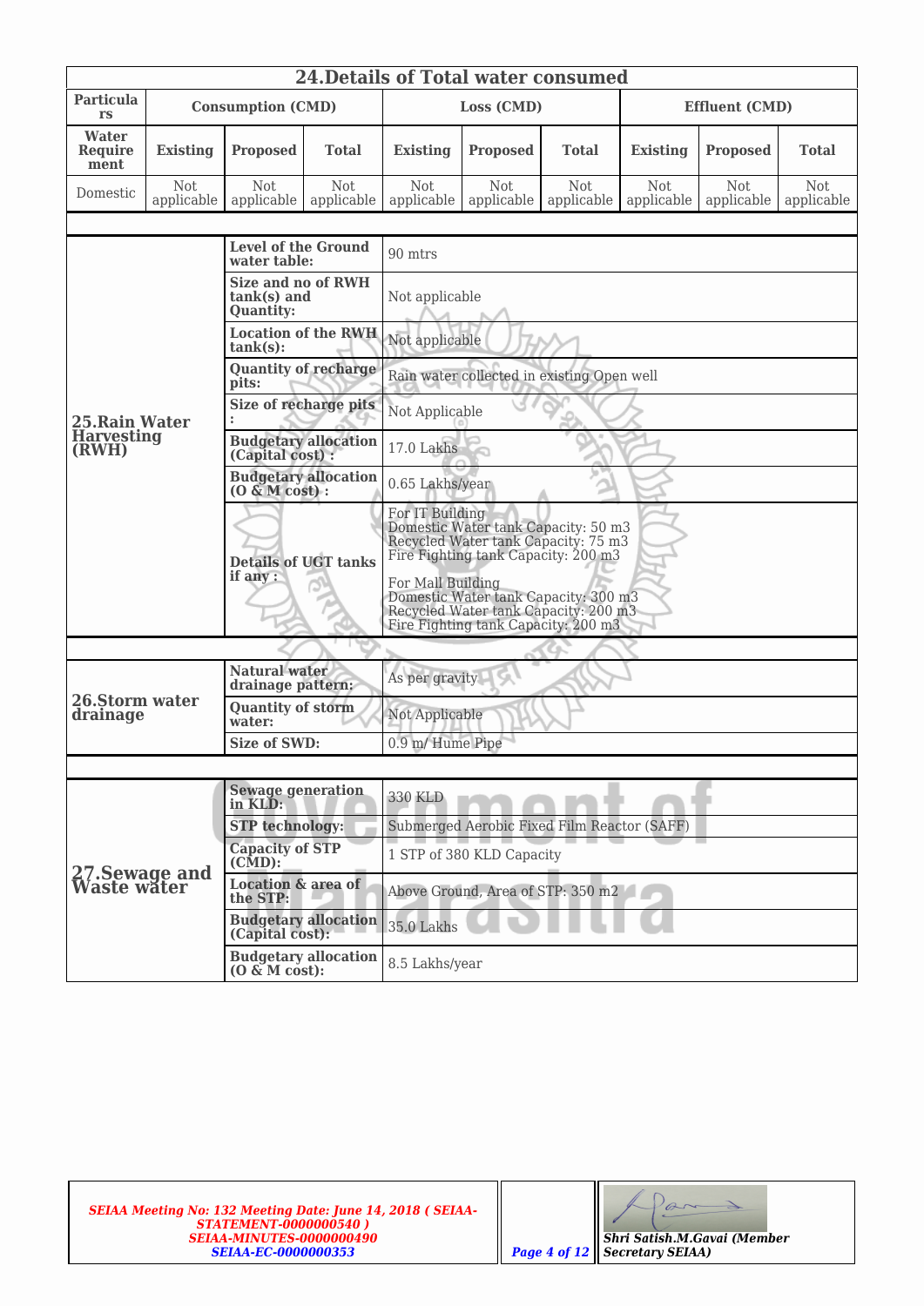## 24.Details of Total water consumed

| Particulars | Consumption (CMD) | | | Loss (CMD) | | | Effluent (CMD) | | |
|---|---|---|---|---|---|---|---|---|---|
| Water Requirement | Existing | Proposed | Total | Existing | Proposed | Total | Existing | Proposed | Total |
| Domestic | Not applicable | Not applicable | Not applicable | Not applicable | Not applicable | Not applicable | Not applicable | Not applicable | Not applicable |

| | | |
|---|---|---|
| **25.Rain Water Harvesting (RWH)** | **Level of the Ground water table:** | 90 mtrs |
| | **Size and no of RWH tank(s) and Quantity:** | Not applicable |
| | **Location of the RWH tank(s):** | Not applicable |
| | **Quantity of recharge pits:** | Rain water collected in existing Open well |
| | **Size of recharge pits :** | Not Applicable |
| | **Budgetary allocation (Capital cost) :** | 17.0 Lakhs |
| | **Budgetary allocation (O & M cost) :** | 0.65 Lakhs/year |
| | **Details of UGT tanks if any :** | For IT Building<br>Domestic Water tank Capacity: 50 m3<br>Recycled Water tank Capacity: 75 m3<br>Fire Fighting tank Capacity: 200 m3<br><br>For Mall Building<br>Domestic Water tank Capacity: 300 m3<br>Recycled Water tank Capacity: 200 m3<br>Fire Fighting tank Capacity: 200 m3 |

| | | |
|---|---|---|
| **26.Storm water drainage** | **Natural water drainage pattern:** | As per gravity |
| | **Quantity of storm water:** | Not Applicable |
| | **Size of SWD:** | 0.9 m/ Hume Pipe |

| | | |
|---|---|---|
| **27.Sewage and Waste water** | **Sewage generation in KLD:** | 330 KLD |
| | **STP technology:** | Submerged Aerobic Fixed Film Reactor (SAFF) |
| | **Capacity of STP (CMD):** | 1 STP of 380 KLD Capacity |
| | **Location & area of the STP:** | Above Ground, Area of STP: 350 m2 |
| | **Budgetary allocation (Capital cost):** | 35.0 Lakhs |
| | **Budgetary allocation (O & M cost):** | 8.5 Lakhs/year |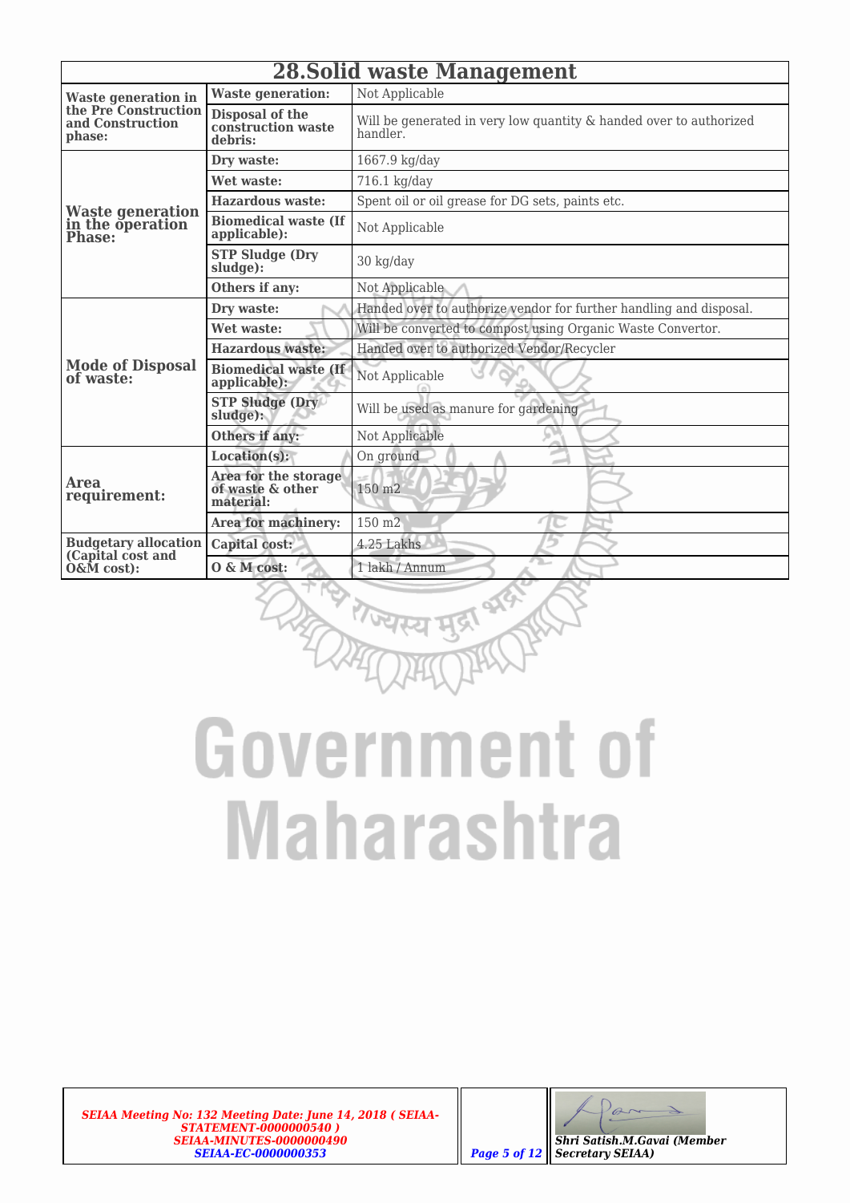# 28.Solid waste Management

| | | |
|---|---|---|
| **Waste generation in the Pre Construction and Construction phase:** | **Waste generation:** | Not Applicable |
| | **Disposal of the construction waste debris:** | Will be generated in very low quantity & handed over to authorized handler. |
| **Waste generation in the operation Phase:** | **Dry waste:** | 1667.9 kg/day |
| | **Wet waste:** | 716.1 kg/day |
| | **Hazardous waste:** | Spent oil or oil grease for DG sets, paints etc. |
| | **Biomedical waste (If applicable):** | Not Applicable |
| | **STP Sludge (Dry sludge):** | 30 kg/day |
| | **Others if any:** | Not Applicable |
| **Mode of Disposal of waste:** | **Dry waste:** | Handed over to authorize vendor for further handling and disposal. |
| | **Wet waste:** | Will be converted to compost using Organic Waste Convertor. |
| | **Hazardous waste:** | Handed over to authorized Vendor/Recycler |
| | **Biomedical waste (If applicable):** | Not Applicable |
| | **STP Sludge (Dry sludge):** | Will be used as manure for gardening |
| | **Others if any:** | Not Applicable |
| **Area requirement:** | **Location(s):** | On ground |
| | **Area for the storage of waste & other material:** | 150 m2 |
| | **Area for machinery:** | 150 m2 |
| **Budgetary allocation (Capital cost and O&M cost):** | **Capital cost:** | 4.25 Lakhs |
| | **O & M cost:** | 1 lakh / Annum |

*SEIAA Meeting No: 132 Meeting Date: June 14, 2018 ( SEIAA-STATEMENT-0000000540 ) SEIAA-MINUTES-0000000490 SEIAA-EC-0000000353*

Shri Satish.M.Gavai (Member Secretary SEIAA)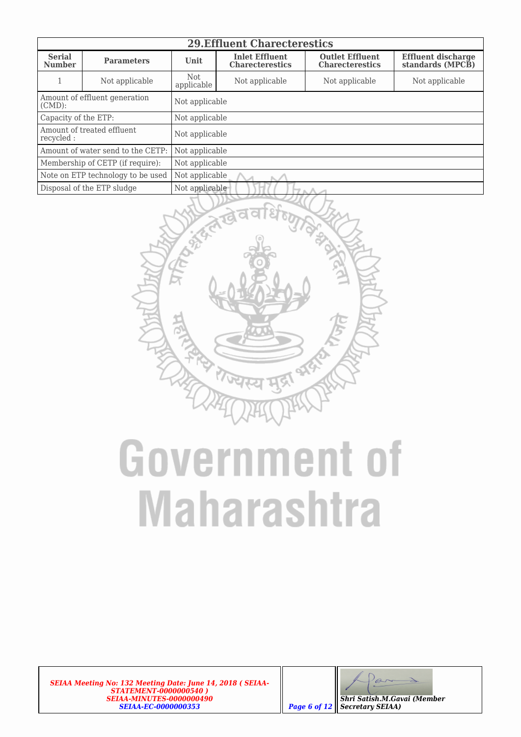## 29.Effluent Charecterestics

| Serial Number | Parameters | Unit | Inlet Effluent Charecterestics | Outlet Effluent Charecterestics | Effluent discharge standards (MPCB) |
|---|---|---|---|---|---|
| 1 | Not applicable | Not applicable | Not applicable | Not applicable | Not applicable |

| | |
|---|---|
| Amount of effluent generation (CMD): | Not applicable |
| Capacity of the ETP: | Not applicable |
| Amount of treated effluent recycled : | Not applicable |
| Amount of water send to the CETP: | Not applicable |
| Membership of CETP (if require): | Not applicable |
| Note on ETP technology to be used | Not applicable |
| Disposal of the ETP sludge | Not applicable |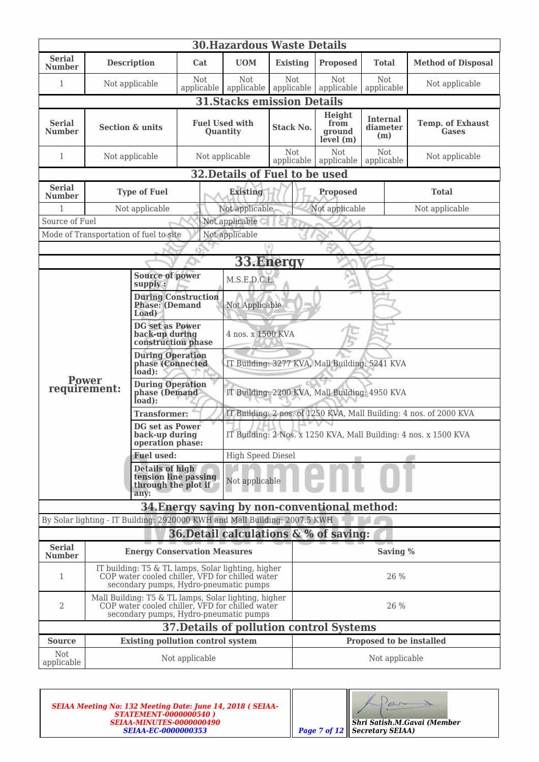## 30.Hazardous Waste Details

| Serial Number | Description | Cat | UOM | Existing | Proposed | Total | Method of Disposal |
|---|---|---|---|---|---|---|---|
| 1 | Not applicable | Not applicable | Not applicable | Not applicable | Not applicable | Not applicable | Not applicable |

## 31.Stacks emission Details

| Serial Number | Section & units | Fuel Used with Quantity | Stack No. | Height from ground level (m) | Internal diameter (m) | Temp. of Exhaust Gases |
|---|---|---|---|---|---|---|
| 1 | Not applicable | Not applicable | Not applicable | Not applicable | Not applicable | Not applicable |

## 32.Details of Fuel to be used

| Serial Number | Type of Fuel | Existing | Proposed | Total |
|---|---|---|---|---|
| 1 | Not applicable | Not applicable | Not applicable | Not applicable |
| Source of Fuel | | Not applicable | | |
| Mode of Transportation of fuel to site | | Not applicable | | |

## 33.Energy

| | | |
|---|---|---|
| Power requirement: | **Source of power supply :** | M.S.E.D.C.L. |
| | **During Construction Phase: (Demand Load)** | Not Applicable |
| | **DG set as Power back-up during construction phase** | 4 nos. x 1500 KVA |
| | **During Operation phase (Connected load):** | IT Building: 3277 KVA, Mall Building: 5241 KVA |
| | **During Operation phase (Demand load):** | IT Building: 2200 KVA, Mall Building: 4950 KVA |
| | **Transformer:** | IT Building: 2 nos. of 1250 KVA, Mall Building: 4 nos. of 2000 KVA |
| | **DG set as Power back-up during operation phase:** | IT Building: 2 Nos. x 1250 KVA, Mall Building: 4 nos. x 1500 KVA |
| | **Fuel used:** | High Speed Diesel |
| | **Details of high tension line passing through the plot if any:** | Not applicable |

## 34.Energy saving by non-conventional method:

By Solar lighting - IT Building: 2920000 KWH and Mall Building: 2007.5 KWH

## 36.Detail calculations & % of saving:

| Serial Number | Energy Conservation Measures | Saving % |
|---|---|---|
| 1 | IT building: T5 & TL lamps, Solar lighting, higher COP water cooled chiller, VFD for chilled water secondary pumps, Hydro-pneumatic pumps | 26 % |
| 2 | Mall Building: T5 & TL lamps, Solar lighting, higher COP water cooled chiller, VFD for chilled water secondary pumps, Hydro-pneumatic pumps | 26 % |

## 37.Details of pollution control Systems

| Source | Existing pollution control system | Proposed to be installed |
|---|---|---|
| Not applicable | Not applicable | Not applicable |

*SEIAA Meeting No: 132 Meeting Date: June 14, 2018 ( SEIAA-STATEMENT-0000000540 ) SEIAA-MINUTES-0000000490 SEIAA-EC-0000000353*

*Shri Satish.M.Gavai (Member Secretary SEIAA)*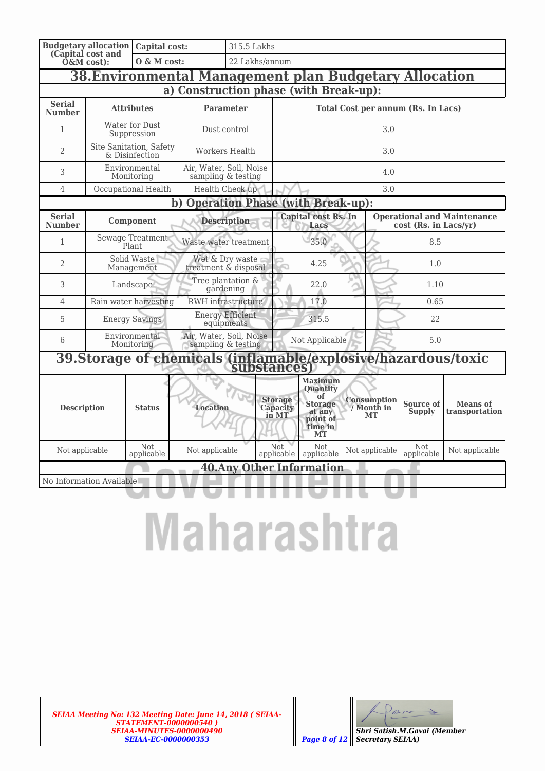| Budgetary allocation (Capital cost and O&M cost): | Capital cost: | 315.5 Lakhs |
|---|---|---|
| | O & M cost: | 22 Lakhs/annum |

## 38.Environmental Management plan Budgetary Allocation

### a) Construction phase (with Break-up):

| Serial Number | Attributes | Parameter | Total Cost per annum (Rs. In Lacs) |
|---|---|---|---|
| 1 | Water for Dust Suppression | Dust control | 3.0 |
| 2 | Site Sanitation, Safety & Disinfection | Workers Health | 3.0 |
| 3 | Environmental Monitoring | Air, Water, Soil, Noise sampling & testing | 4.0 |
| 4 | Occupational Health | Health Check up | 3.0 |

### b) Operation Phase (with Break-up):

| Serial Number | Component | Description | Capital cost Rs. In Lacs | Operational and Maintenance cost (Rs. in Lacs/yr) |
|---|---|---|---|---|
| 1 | Sewage Treatment Plant | Waste water treatment | 35.0 | 8.5 |
| 2 | Solid Waste Management | Wet & Dry waste treatment & disposal | 4.25 | 1.0 |
| 3 | Landscape | Tree plantation & gardening | 22.0 | 1.10 |
| 4 | Rain water harvesting | RWH infrastructure | 17.0 | 0.65 |
| 5 | Energy Savings | Energy Efficient equipments | 315.5 | 22 |
| 6 | Environmental Monitoring | Air, Water, Soil, Noise sampling & testing | Not Applicable | 5.0 |

## 39.Storage of chemicals (inflamable/explosive/hazardous/toxic substances)

| Description | Status | Location | Storage Capacity in MT | Maximum Quantity of Storage at any point of time in MT | Consumption / Month in MT | Source of Supply | Means of transportation |
|---|---|---|---|---|---|---|---|
| Not applicable | Not applicable | Not applicable | Not applicable | Not applicable | Not applicable | Not applicable | Not applicable |

## 40.Any Other Information

No Information Available

*SEIAA Meeting No: 132 Meeting Date: June 14, 2018 ( SEIAA-STATEMENT-0000000540 ) SEIAA-MINUTES-0000000490 SEIAA-EC-0000000353*

*Shri Satish.M.Gavai (Member Secretary SEIAA)*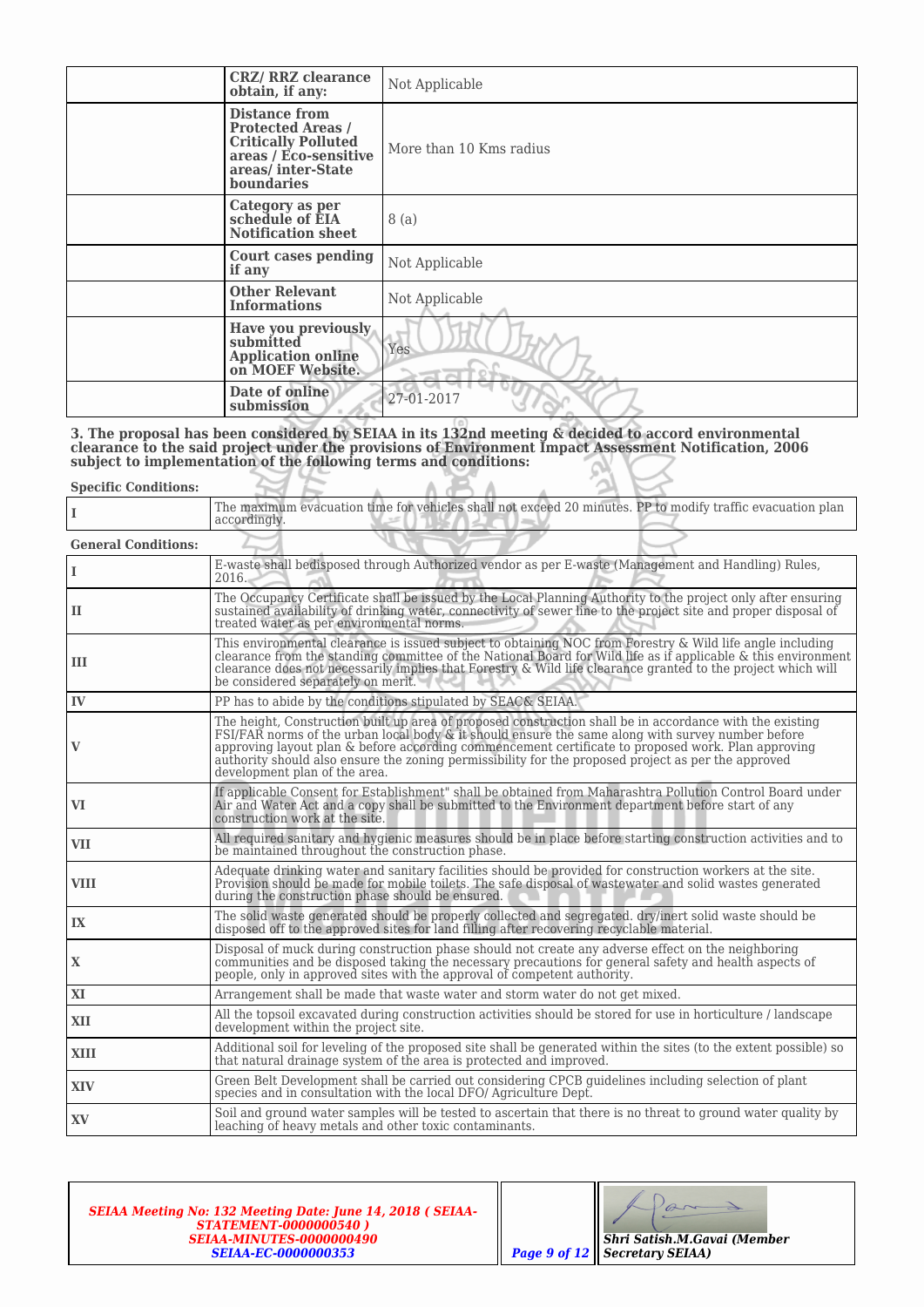|  | CRZ/ RRZ clearance obtain, if any: | Not Applicable |
|---|---|---|
|  | Distance from Protected Areas / Critically Polluted areas / Eco-sensitive areas/ inter-State boundaries | More than 10 Kms radius |
|  | Category as per schedule of EIA Notification sheet | 8 (a) |
|  | Court cases pending if any | Not Applicable |
|  | Other Relevant Informations | Not Applicable |
|  | Have you previously submitted Application online on MOEF Website. | Yes |
|  | Date of online submission | 27-01-2017 |

**3. The proposal has been considered by SEIAA in its 132nd meeting & decided to accord environmental clearance to the said project under the provisions of Environment Impact Assessment Notification, 2006 subject to implementation of the following terms and conditions:**

**Specific Conditions:**

| I | The maximum evacuation time for vehicles shall not exceed 20 minutes. PP to modify traffic evacuation plan accordingly. |
|---|---|

**General Conditions:**

| I | E-waste shall bedisposed through Authorized vendor as per E-waste (Management and Handling) Rules, 2016. |
|---|---|
| II | The Occupancy Certificate shall be issued by the Local Planning Authority to the project only after ensuring sustained availability of drinking water, connectivity of sewer line to the project site and proper disposal of treated water as per environmental norms. |
| III | This environmental clearance is issued subject to obtaining NOC from Forestry & Wild life angle including clearance from the standing committee of the National Board for Wild life as if applicable & this environment clearance does not necessarily implies that Forestry & Wild life clearance granted to the project which will be considered separately on merit. |
| IV | PP has to abide by the conditions stipulated by SEAC& SEIAA. |
| V | The height, Construction built up area of proposed construction shall be in accordance with the existing FSI/FAR norms of the urban local body & it should ensure the same along with survey number before approving layout plan & before according commencement certificate to proposed work. Plan approving authority should also ensure the zoning permissibility for the proposed project as per the approved development plan of the area. |
| VI | If applicable Consent for Establishment" shall be obtained from Maharashtra Pollution Control Board under Air and Water Act and a copy shall be submitted to the Environment department before start of any construction work at the site. |
| VII | All required sanitary and hygienic measures should be in place before starting construction activities and to be maintained throughout the construction phase. |
| VIII | Adequate drinking water and sanitary facilities should be provided for construction workers at the site. Provision should be made for mobile toilets. The safe disposal of wastewater and solid wastes generated during the construction phase should be ensured. |
| IX | The solid waste generated should be properly collected and segregated. dry/inert solid waste should be disposed off to the approved sites for land filling after recovering recyclable material. |
| X | Disposal of muck during construction phase should not create any adverse effect on the neighboring communities and be disposed taking the necessary precautions for general safety and health aspects of people, only in approved sites with the approval of competent authority. |
| XI | Arrangement shall be made that waste water and storm water do not get mixed. |
| XII | All the topsoil excavated during construction activities should be stored for use in horticulture / landscape development within the project site. |
| XIII | Additional soil for leveling of the proposed site shall be generated within the sites (to the extent possible) so that natural drainage system of the area is protected and improved. |
| XIV | Green Belt Development shall be carried out considering CPCB guidelines including selection of plant species and in consultation with the local DFO/ Agriculture Dept. |
| XV | Soil and ground water samples will be tested to ascertain that there is no threat to ground water quality by leaching of heavy metals and other toxic contaminants. |

*SEIAA Meeting No: 132 Meeting Date: June 14, 2018 ( SEIAA-STATEMENT-0000000540 ) SEIAA-MINUTES-0000000490 SEIAA-EC-0000000353*

*Shri Satish.M.Gavai (Member Secretary SEIAA)*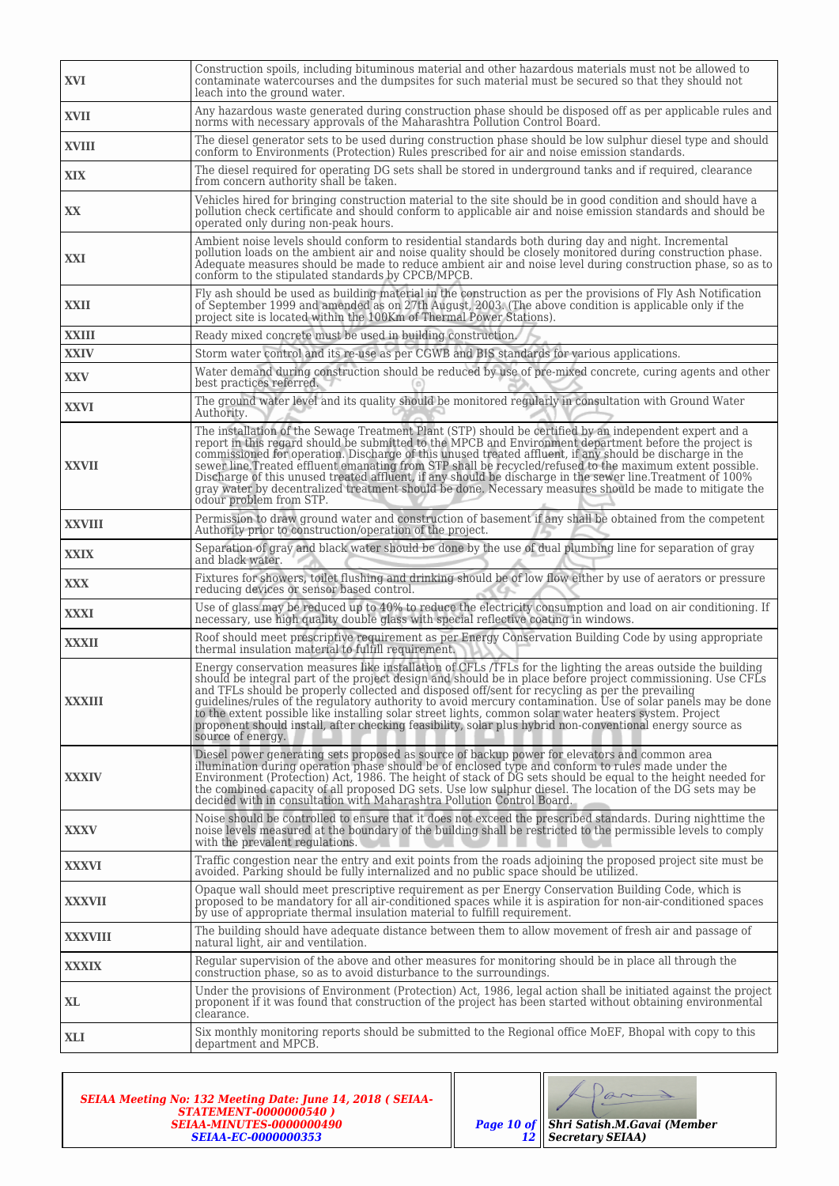| | |
|---|---|
| XVI | Construction spoils, including bituminous material and other hazardous materials must not be allowed to contaminate watercourses and the dumpsites for such material must be secured so that they should not leach into the ground water. |
| XVII | Any hazardous waste generated during construction phase should be disposed off as per applicable rules and norms with necessary approvals of the Maharashtra Pollution Control Board. |
| XVIII | The diesel generator sets to be used during construction phase should be low sulphur diesel type and should conform to Environments (Protection) Rules prescribed for air and noise emission standards. |
| XIX | The diesel required for operating DG sets shall be stored in underground tanks and if required, clearance from concern authority shall be taken. |
| XX | Vehicles hired for bringing construction material to the site should be in good condition and should have a pollution check certificate and should conform to applicable air and noise emission standards and should be operated only during non-peak hours. |
| XXI | Ambient noise levels should conform to residential standards both during day and night. Incremental pollution loads on the ambient air and noise quality should be closely monitored during construction phase. Adequate measures should be made to reduce ambient air and noise level during construction phase, so as to conform to the stipulated standards by CPCB/MPCB. |
| XXII | Fly ash should be used as building material in the construction as per the provisions of Fly Ash Notification of September 1999 and amended as on 27th August, 2003. (The above condition is applicable only if the project site is located within the 100Km of Thermal Power Stations). |
| XXIII | Ready mixed concrete must be used in building construction. |
| XXIV | Storm water control and its re-use as per CGWB and BIS standards for various applications. |
| XXV | Water demand during construction should be reduced by use of pre-mixed concrete, curing agents and other best practices referred. |
| XXVI | The ground water level and its quality should be monitored regularly in consultation with Ground Water Authority. |
| XXVII | The installation of the Sewage Treatment Plant (STP) should be certified by an independent expert and a report in this regard should be submitted to the MPCB and Environment department before the project is commissioned for operation. Discharge of this unused treated affluent, if any should be discharge in the sewer line.Treated effluent emanating from STP shall be recycled/refused to the maximum extent possible. Discharge of this unused treated affluent, if any should be discharge in the sewer line.Treatment of 100% gray water by decentralized treatment should be done. Necessary measures should be made to mitigate the odour problem from STP. |
| XXVIII | Permission to draw ground water and construction of basement if any shall be obtained from the competent Authority prior to construction/operation of the project. |
| XXIX | Separation of gray and black water should be done by the use of dual plumbing line for separation of gray and black water. |
| XXX | Fixtures for showers, toilet flushing and drinking should be of low flow either by use of aerators or pressure reducing devices or sensor based control. |
| XXXI | Use of glass may be reduced up to 40% to reduce the electricity consumption and load on air conditioning. If necessary, use high quality double glass with special reflective coating in windows. |
| XXXII | Roof should meet prescriptive requirement as per Energy Conservation Building Code by using appropriate thermal insulation material to fulfill requirement. |
| XXXIII | Energy conservation measures like installation of CFLs /TFLs for the lighting the areas outside the building should be integral part of the project design and should be in place before project commissioning. Use CFLs and TFLs should be properly collected and disposed off/sent for recycling as per the prevailing guidelines/rules of the regulatory authority to avoid mercury contamination. Use of solar panels may be done to the extent possible like installing solar street lights, common solar water heaters system. Project proponent should install, after checking feasibility, solar plus hybrid non-conventional energy source as source of energy. |
| XXXIV | Diesel power generating sets proposed as source of backup power for elevators and common area illumination during operation phase should be of enclosed type and conform to rules made under the Environment (Protection) Act, 1986. The height of stack of DG sets should be equal to the height needed for the combined capacity of all proposed DG sets. Use low sulphur diesel. The location of the DG sets may be decided with in consultation with Maharashtra Pollution Control Board. |
| XXXV | Noise should be controlled to ensure that it does not exceed the prescribed standards. During nighttime the noise levels measured at the boundary of the building shall be restricted to the permissible levels to comply with the prevalent regulations. |
| XXXVI | Traffic congestion near the entry and exit points from the roads adjoining the proposed project site must be avoided. Parking should be fully internalized and no public space should be utilized. |
| XXXVII | Opaque wall should meet prescriptive requirement as per Energy Conservation Building Code, which is proposed to be mandatory for all air-conditioned spaces while it is aspiration for non-air-conditioned spaces by use of appropriate thermal insulation material to fulfill requirement. |
| XXXVIII | The building should have adequate distance between them to allow movement of fresh air and passage of natural light, air and ventilation. |
| XXXIX | Regular supervision of the above and other measures for monitoring should be in place all through the construction phase, so as to avoid disturbance to the surroundings. |
| XL | Under the provisions of Environment (Protection) Act, 1986, legal action shall be initiated against the project proponent if it was found that construction of the project has been started without obtaining environmental clearance. |
| XLI | Six monthly monitoring reports should be submitted to the Regional office MoEF, Bhopal with copy to this department and MPCB. |

*SEIAA Meeting No: 132 Meeting Date: June 14, 2018 ( SEIAA-STATEMENT-0000000540 )*
*SEIAA-MINUTES-0000000490*
*SEIAA-EC-0000000353*

*Shri Satish.M.Gavai (Member Secretary SEIAA)*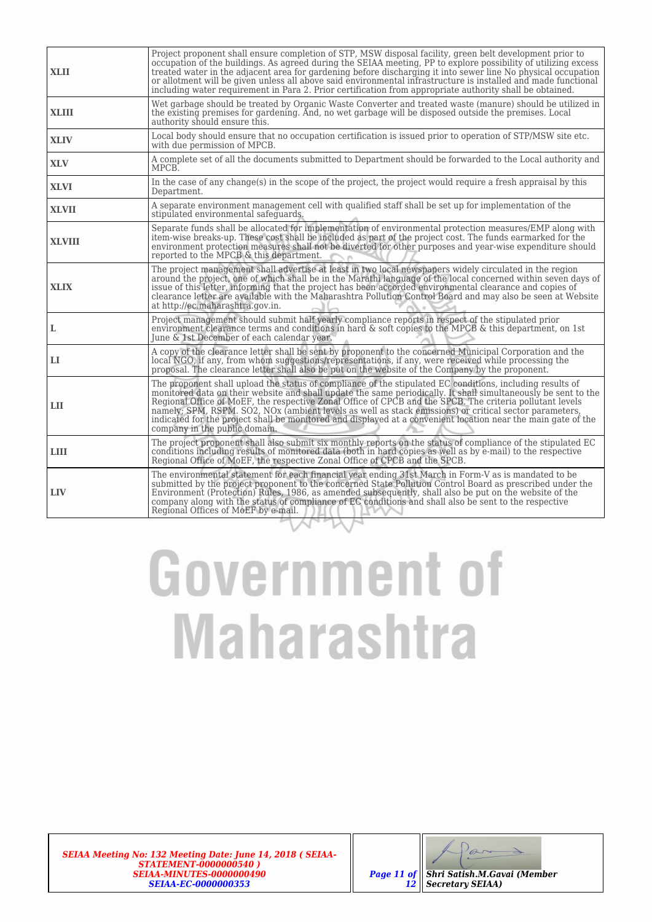| | |
|---|---|
| **XLII** | Project proponent shall ensure completion of STP, MSW disposal facility, green belt development prior to occupation of the buildings. As agreed during the SEIAA meeting, PP to explore possibility of utilizing excess treated water in the adjacent area for gardening before discharging it into sewer line No physical occupation or allotment will be given unless all above said environmental infrastructure is installed and made functional including water requirement in Para 2. Prior certification from appropriate authority shall be obtained. |
| **XLIII** | Wet garbage should be treated by Organic Waste Converter and treated waste (manure) should be utilized in the existing premises for gardening. And, no wet garbage will be disposed outside the premises. Local authority should ensure this. |
| **XLIV** | Local body should ensure that no occupation certification is issued prior to operation of STP/MSW site etc. with due permission of MPCB. |
| **XLV** | A complete set of all the documents submitted to Department should be forwarded to the Local authority and MPCB. |
| **XLVI** | In the case of any change(s) in the scope of the project, the project would require a fresh appraisal by this Department. |
| **XLVII** | A separate environment management cell with qualified staff shall be set up for implementation of the stipulated environmental safeguards. |
| **XLVIII** | Separate funds shall be allocated for implementation of environmental protection measures/EMP along with item-wise breaks-up. These cost shall be included as part of the project cost. The funds earmarked for the environment protection measures shall not be diverted for other purposes and year-wise expenditure should reported to the MPCB & this department. |
| **XLIX** | The project management shall advertise at least in two local newspapers widely circulated in the region around the project, one of which shall be in the Marathi language of the local concerned within seven days of issue of this letter, informing that the project has been accorded environmental clearance and copies of clearance letter are available with the Maharashtra Pollution Control Board and may also be seen at Website at http://ec.maharashtra.gov.in. |
| **L** | Project management should submit half yearly compliance reports in respect of the stipulated prior environment clearance terms and conditions in hard & soft copies to the MPCB & this department, on 1st June & 1st December of each calendar year. |
| **LI** | A copy of the clearance letter shall be sent by proponent to the concerned Municipal Corporation and the local NGO, if any, from whom suggestions/representations, if any, were received while processing the proposal. The clearance letter shall also be put on the website of the Company by the proponent. |
| **LII** | The proponent shall upload the status of compliance of the stipulated EC conditions, including results of monitored data on their website and shall update the same periodically. It shall simultaneously be sent to the Regional Office of MoEF, the respective Zonal Office of CPCB and the SPCB. The criteria pollutant levels namely; SPM, RSPM. SO2, NOx (ambient levels as well as stack emissions) or critical sector parameters, indicated for the project shall be monitored and displayed at a convenient location near the main gate of the company in the public domain. |
| **LIII** | The project proponent shall also submit six monthly reports on the status of compliance of the stipulated EC conditions including results of monitored data (both in hard copies as well as by e-mail) to the respective Regional Office of MoEF, the respective Zonal Office of CPCB and the SPCB. |
| **LIV** | The environmental statement for each financial year ending 31st March in Form-V as is mandated to be submitted by the project proponent to the concerned State Pollution Control Board as prescribed under the Environment (Protection) Rules, 1986, as amended subsequently, shall also be put on the website of the company along with the status of compliance of EC conditions and shall also be sent to the respective Regional Offices of MoEF by e-mail. |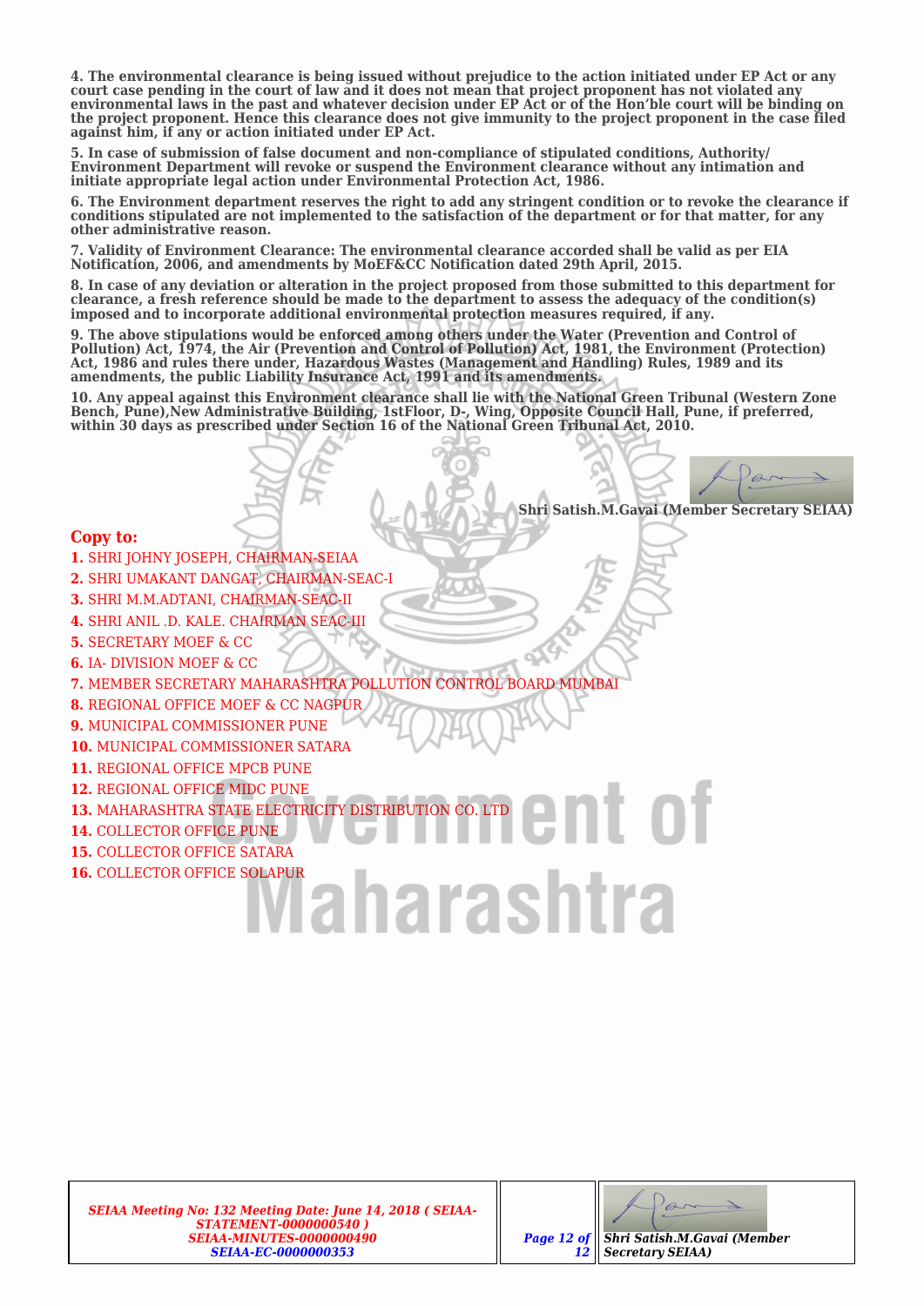**4. The environmental clearance is being issued without prejudice to the action initiated under EP Act or any court case pending in the court of law and it does not mean that project proponent has not violated any environmental laws in the past and whatever decision under EP Act or of the Hon'ble court will be binding on the project proponent. Hence this clearance does not give immunity to the project proponent in the case filed against him, if any or action initiated under EP Act.**

**5. In case of submission of false document and non-compliance of stipulated conditions, Authority/ Environment Department will revoke or suspend the Environment clearance without any intimation and initiate appropriate legal action under Environmental Protection Act, 1986.**

**6. The Environment department reserves the right to add any stringent condition or to revoke the clearance if conditions stipulated are not implemented to the satisfaction of the department or for that matter, for any other administrative reason.**

**7. Validity of Environment Clearance: The environmental clearance accorded shall be valid as per EIA Notification, 2006, and amendments by MoEF&CC Notification dated 29th April, 2015.**

**8. In case of any deviation or alteration in the project proposed from those submitted to this department for clearance, a fresh reference should be made to the department to assess the adequacy of the condition(s) imposed and to incorporate additional environmental protection measures required, if any.**

**9. The above stipulations would be enforced among others under the Water (Prevention and Control of Pollution) Act, 1974, the Air (Prevention and Control of Pollution) Act, 1981, the Environment (Protection) Act, 1986 and rules there under, Hazardous Wastes (Management and Handling) Rules, 1989 and its amendments, the public Liability Insurance Act, 1991 and its amendments.**

**10. Any appeal against this Environment clearance shall lie with the National Green Tribunal (Western Zone Bench, Pune),New Administrative Building, 1stFloor, D-, Wing, Opposite Council Hall, Pune, if preferred, within 30 days as prescribed under Section 16 of the National Green Tribunal Act, 2010.**

**Shri Satish.M.Gavai (Member Secretary SEIAA)**

**Copy to:**

**1.** SHRI JOHNY JOSEPH, CHAIRMAN-SEIAA
**2.** SHRI UMAKANT DANGAT, CHAIRMAN-SEAC-I
**3.** SHRI M.M.ADTANI, CHAIRMAN-SEAC-II
**4.** SHRI ANIL .D. KALE. CHAIRMAN SEAC-III
**5.** SECRETARY MOEF & CC
**6.** IA- DIVISION MOEF & CC
**7.** MEMBER SECRETARY MAHARASHTRA POLLUTION CONTROL BOARD MUMBAI
**8.** REGIONAL OFFICE MOEF & CC NAGPUR
**9.** MUNICIPAL COMMISSIONER PUNE
**10.** MUNICIPAL COMMISSIONER SATARA
**11.** REGIONAL OFFICE MPCB PUNE
**12.** REGIONAL OFFICE MIDC PUNE
**13.** MAHARASHTRA STATE ELECTRICITY DISTRIBUTION CO. LTD
**14.** COLLECTOR OFFICE PUNE
**15.** COLLECTOR OFFICE SATARA
**16.** COLLECTOR OFFICE SOLAPUR